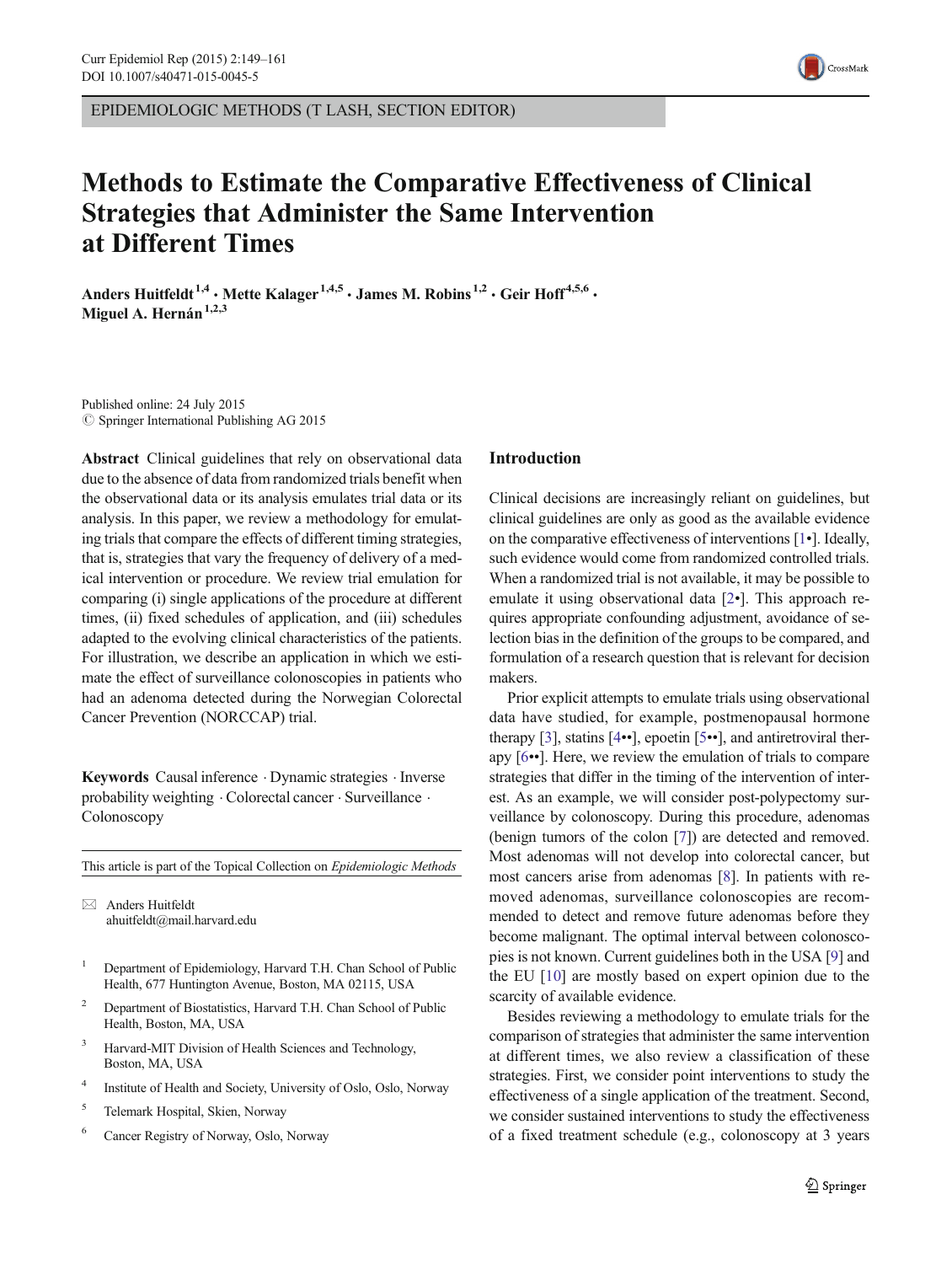EPIDEMIOLOGIC METHODS (T LASH, SECTION EDITOR)

# Methods to Estimate the Comparative Effectiveness of Clinical Strategies that Administer the Same Intervention at Different Times

**Anders Huitfeldt** [1,4] · **Mette Kalager** [1,4,5] · **James M. Robins** [1,2] · **Geir Hoff** [4,5,6] · **Miguel A. Hernán** [1,2,3]

Published online: 24 July 2015
© Springer International Publishing AG 2015

**Abstract** Clinical guidelines that rely on observational data due to the absence of data from randomized trials benefit when the observational data or its analysis emulates trial data or its analysis. In this paper, we review a methodology for emulating trials that compare the effects of different timing strategies, that is, strategies that vary the frequency of delivery of a medical intervention or procedure. We review trial emulation for comparing (i) single applications of the procedure at different times, (ii) fixed schedules of application, and (iii) schedules adapted to the evolving clinical characteristics of the patients. For illustration, we describe an application in which we estimate the effect of surveillance colonoscopies in patients who had an adenoma detected during the Norwegian Colorectal Cancer Prevention (NORCCAP) trial.

**Keywords** Causal inference · Dynamic strategies · Inverse probability weighting · Colorectal cancer · Surveillance · Colonoscopy

This article is part of the Topical Collection on *Epidemiologic Methods*

✉ Anders Huitfeldt
ahuitfeldt@mail.harvard.edu

1 Department of Epidemiology, Harvard T.H. Chan School of Public Health, 677 Huntington Avenue, Boston, MA 02115, USA

2 Department of Biostatistics, Harvard T.H. Chan School of Public Health, Boston, MA, USA

3 Harvard-MIT Division of Health Sciences and Technology, Boston, MA, USA

4 Institute of Health and Society, University of Oslo, Oslo, Norway

5 Telemark Hospital, Skien, Norway

6 Cancer Registry of Norway, Oslo, Norway

## Introduction

Clinical decisions are increasingly reliant on guidelines, but clinical guidelines are only as good as the available evidence on the comparative effectiveness of interventions [1•]. Ideally, such evidence would come from randomized controlled trials. When a randomized trial is not available, it may be possible to emulate it using observational data [2•]. This approach requires appropriate confounding adjustment, avoidance of selection bias in the definition of the groups to be compared, and formulation of a research question that is relevant for decision makers.

Prior explicit attempts to emulate trials using observational data have studied, for example, postmenopausal hormone therapy [3], statins [4••], epoetin [5••], and antiretroviral therapy [6••]. Here, we review the emulation of trials to compare strategies that differ in the timing of the intervention of interest. As an example, we will consider post-polypectomy surveillance by colonoscopy. During this procedure, adenomas (benign tumors of the colon [7]) are detected and removed. Most adenomas will not develop into colorectal cancer, but most cancers arise from adenomas [8]. In patients with removed adenomas, surveillance colonoscopies are recommended to detect and remove future adenomas before they become malignant. The optimal interval between colonoscopies is not known. Current guidelines both in the USA [9] and the EU [10] are mostly based on expert opinion due to the scarcity of available evidence.

Besides reviewing a methodology to emulate trials for the comparison of strategies that administer the same intervention at different times, we also review a classification of these strategies. First, we consider point interventions to study the effectiveness of a single application of the treatment. Second, we consider sustained interventions to study the effectiveness of a fixed treatment schedule (e.g., colonoscopy at 3 years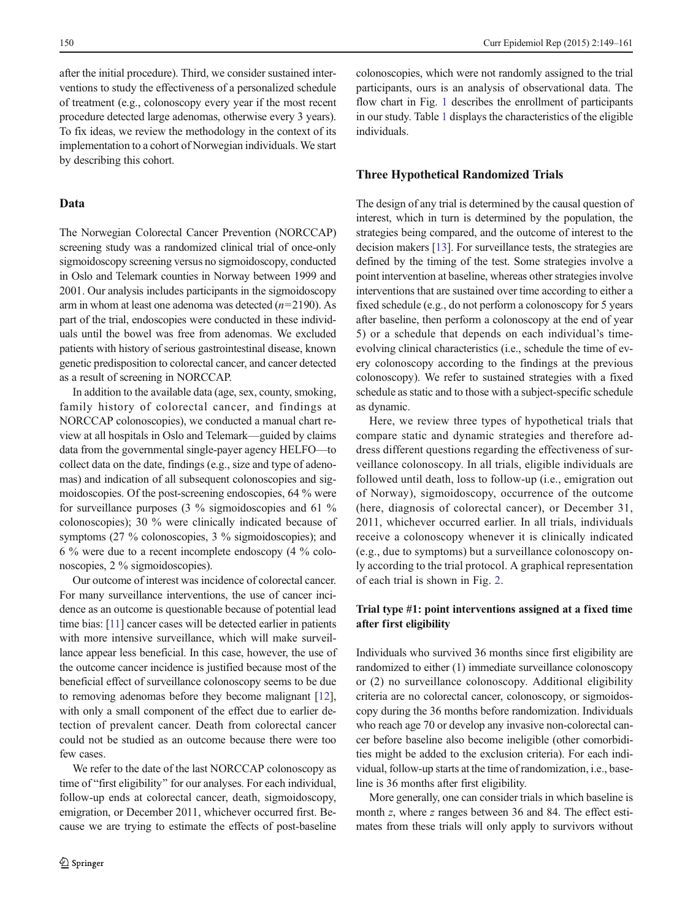after the initial procedure). Third, we consider sustained interventions to study the effectiveness of a personalized schedule of treatment (e.g., colonoscopy every year if the most recent procedure detected large adenomas, otherwise every 3 years). To fix ideas, we review the methodology in the context of its implementation to a cohort of Norwegian individuals. We start by describing this cohort.

## Data

The Norwegian Colorectal Cancer Prevention (NORCCAP) screening study was a randomized clinical trial of once-only sigmoidoscopy screening versus no sigmoidoscopy, conducted in Oslo and Telemark counties in Norway between 1999 and 2001. Our analysis includes participants in the sigmoidoscopy arm in whom at least one adenoma was detected ($n$=2190). As part of the trial, endoscopies were conducted in these individuals until the bowel was free from adenomas. We excluded patients with history of serious gastrointestinal disease, known genetic predisposition to colorectal cancer, and cancer detected as a result of screening in NORCCAP.

In addition to the available data (age, sex, county, smoking, family history of colorectal cancer, and findings at NORCCAP colonoscopies), we conducted a manual chart review at all hospitals in Oslo and Telemark—guided by claims data from the governmental single-payer agency HELFO—to collect data on the date, findings (e.g., size and type of adenomas) and indication of all subsequent colonoscopies and sigmoidoscopies. Of the post-screening endoscopies, 64 % were for surveillance purposes (3 % sigmoidoscopies and 61 % colonoscopies); 30 % were clinically indicated because of symptoms (27 % colonoscopies, 3 % sigmoidoscopies); and 6 % were due to a recent incomplete endoscopy (4 % colonoscopies, 2 % sigmoidoscopies).

Our outcome of interest was incidence of colorectal cancer. For many surveillance interventions, the use of cancer incidence as an outcome is questionable because of potential lead time bias: [11] cancer cases will be detected earlier in patients with more intensive surveillance, which will make surveillance appear less beneficial. In this case, however, the use of the outcome cancer incidence is justified because most of the beneficial effect of surveillance colonoscopy seems to be due to removing adenomas before they become malignant [12], with only a small component of the effect due to earlier detection of prevalent cancer. Death from colorectal cancer could not be studied as an outcome because there were too few cases.

We refer to the date of the last NORCCAP colonoscopy as time of "first eligibility" for our analyses. For each individual, follow-up ends at colorectal cancer, death, sigmoidoscopy, emigration, or December 2011, whichever occurred first. Because we are trying to estimate the effects of post-baseline colonoscopies, which were not randomly assigned to the trial participants, ours is an analysis of observational data. The flow chart in Fig. 1 describes the enrollment of participants in our study. Table 1 displays the characteristics of the eligible individuals.

## Three Hypothetical Randomized Trials

The design of any trial is determined by the causal question of interest, which in turn is determined by the population, the strategies being compared, and the outcome of interest to the decision makers [13]. For surveillance tests, the strategies are defined by the timing of the test. Some strategies involve a point intervention at baseline, whereas other strategies involve interventions that are sustained over time according to either a fixed schedule (e.g., do not perform a colonoscopy for 5 years after baseline, then perform a colonoscopy at the end of year 5) or a schedule that depends on each individual's time-evolving clinical characteristics (i.e., schedule the time of every colonoscopy according to the findings at the previous colonoscopy). We refer to sustained strategies with a fixed schedule as static and to those with a subject-specific schedule as dynamic.

Here, we review three types of hypothetical trials that compare static and dynamic strategies and therefore address different questions regarding the effectiveness of surveillance colonoscopy. In all trials, eligible individuals are followed until death, loss to follow-up (i.e., emigration out of Norway), sigmoidoscopy, occurrence of the outcome (here, diagnosis of colorectal cancer), or December 31, 2011, whichever occurred earlier. In all trials, individuals receive a colonoscopy whenever it is clinically indicated (e.g., due to symptoms) but a surveillance colonoscopy only according to the trial protocol. A graphical representation of each trial is shown in Fig. 2.

### Trial type #1: point interventions assigned at a fixed time after first eligibility

Individuals who survived 36 months since first eligibility are randomized to either (1) immediate surveillance colonoscopy or (2) no surveillance colonoscopy. Additional eligibility criteria are no colorectal cancer, colonoscopy, or sigmoidoscopy during the 36 months before randomization. Individuals who reach age 70 or develop any invasive non-colorectal cancer before baseline also become ineligible (other comorbidities might be added to the exclusion criteria). For each individual, follow-up starts at the time of randomization, i.e., baseline is 36 months after first eligibility.

More generally, one can consider trials in which baseline is month $z$, where $z$ ranges between 36 and 84. The effect estimates from these trials will only apply to survivors without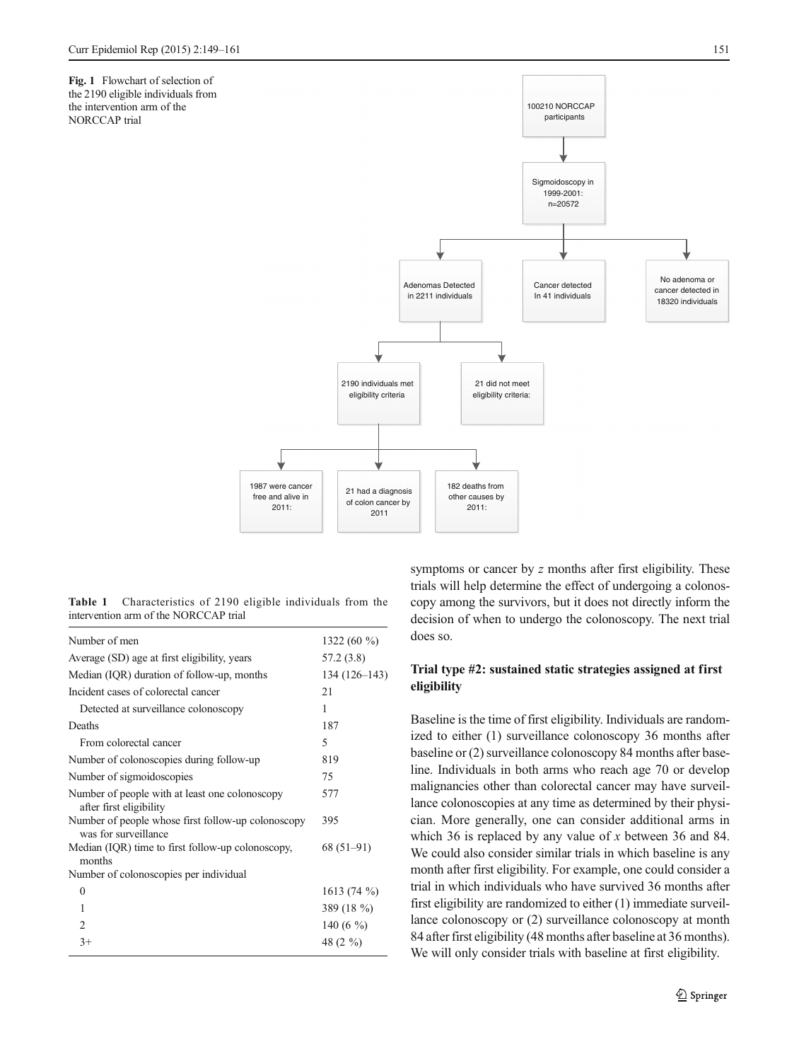**Fig. 1** Flowchart of selection of the 2190 eligible individuals from the intervention arm of the NORCCAP trial

100210 NORCCAP participants

Sigmoidoscopy in 1999-2001: n=20572

Adenomas Detected in 2211 individuals

Cancer detected In 41 individuals

No adenoma or cancer detected in 18320 individuals

2190 individuals met eligibility criteria

21 did not meet eligibility criteria:

1987 were cancer free and alive in 2011:

21 had a diagnosis of colon cancer by 2011

182 deaths from other causes by 2011:

**Table 1** Characteristics of 2190 eligible individuals from the intervention arm of the NORCCAP trial

| | |
|---|---|
| Number of men | 1322 (60 %) |
| Average (SD) age at first eligibility, years | 57.2 (3.8) |
| Median (IQR) duration of follow-up, months | 134 (126–143) |
| Incident cases of colorectal cancer | 21 |
| Detected at surveillance colonoscopy | 1 |
| Deaths | 187 |
| From colorectal cancer | 5 |
| Number of colonoscopies during follow-up | 819 |
| Number of sigmoidoscopies | 75 |
| Number of people with at least one colonoscopy after first eligibility | 577 |
| Number of people whose first follow-up colonoscopy was for surveillance | 395 |
| Median (IQR) time to first follow-up colonoscopy, months | 68 (51–91) |
| Number of colonoscopies per individual | |
| 0 | 1613 (74 %) |
| 1 | 389 (18 %) |
| 2 | 140 (6 %) |
| 3+ | 48 (2 %) |

symptoms or cancer by $z$ months after first eligibility. These trials will help determine the effect of undergoing a colonoscopy among the survivors, but it does not directly inform the decision of when to undergo the colonoscopy. The next trial does so.

### Trial type #2: sustained static strategies assigned at first eligibility

Baseline is the time of first eligibility. Individuals are randomized to either (1) surveillance colonoscopy 36 months after baseline or (2) surveillance colonoscopy 84 months after baseline. Individuals in both arms who reach age 70 or develop malignancies other than colorectal cancer may have surveillance colonoscopies at any time as determined by their physician. More generally, one can consider additional arms in which 36 is replaced by any value of $x$ between 36 and 84. We could also consider similar trials in which baseline is any month after first eligibility. For example, one could consider a trial in which individuals who have survived 36 months after first eligibility are randomized to either (1) immediate surveillance colonoscopy or (2) surveillance colonoscopy at month 84 after first eligibility (48 months after baseline at 36 months). We will only consider trials with baseline at first eligibility.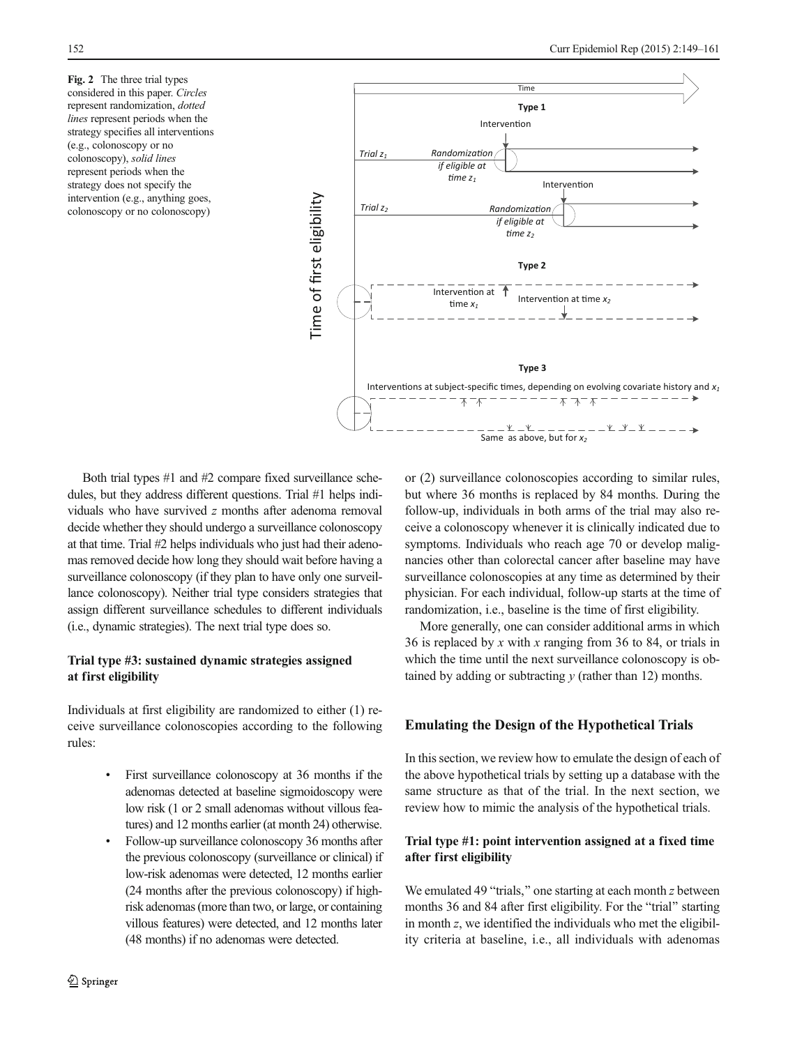**Fig. 2** The three trial types considered in this paper. *Circles* represent randomization, *dotted lines* represent periods when the strategy specifies all interventions (e.g., colonoscopy or no colonoscopy), *solid lines* represent periods when the strategy does not specify the intervention (e.g., anything goes, colonoscopy or no colonoscopy)

Both trial types #1 and #2 compare fixed surveillance schedules, but they address different questions. Trial #1 helps individuals who have survived $z$ months after adenoma removal decide whether they should undergo a surveillance colonoscopy at that time. Trial #2 helps individuals who just had their adenomas removed decide how long they should wait before having a surveillance colonoscopy (if they plan to have only one surveillance colonoscopy). Neither trial type considers strategies that assign different surveillance schedules to different individuals (i.e., dynamic strategies). The next trial type does so.

### Trial type #3: sustained dynamic strategies assigned at first eligibility

Individuals at first eligibility are randomized to either (1) receive surveillance colonoscopies according to the following rules:

- First surveillance colonoscopy at 36 months if the adenomas detected at baseline sigmoidoscopy were low risk (1 or 2 small adenomas without villous features) and 12 months earlier (at month 24) otherwise.
- Follow-up surveillance colonoscopy 36 months after the previous colonoscopy (surveillance or clinical) if low-risk adenomas were detected, 12 months earlier (24 months after the previous colonoscopy) if high-risk adenomas (more than two, or large, or containing villous features) were detected, and 12 months later (48 months) if no adenomas were detected.

or (2) surveillance colonoscopies according to similar rules, but where 36 months is replaced by 84 months. During the follow-up, individuals in both arms of the trial may also receive a colonoscopy whenever it is clinically indicated due to symptoms. Individuals who reach age 70 or develop malignancies other than colorectal cancer after baseline may have surveillance colonoscopies at any time as determined by their physician. For each individual, follow-up starts at the time of randomization, i.e., baseline is the time of first eligibility.

More generally, one can consider additional arms in which 36 is replaced by $x$ with $x$ ranging from 36 to 84, or trials in which the time until the next surveillance colonoscopy is obtained by adding or subtracting $y$ (rather than 12) months.

## Emulating the Design of the Hypothetical Trials

In this section, we review how to emulate the design of each of the above hypothetical trials by setting up a database with the same structure as that of the trial. In the next section, we review how to mimic the analysis of the hypothetical trials.

### Trial type #1: point intervention assigned at a fixed time after first eligibility

We emulated 49 "trials," one starting at each month $z$ between months 36 and 84 after first eligibility. For the "trial" starting in month $z$, we identified the individuals who met the eligibility criteria at baseline, i.e., all individuals with adenomas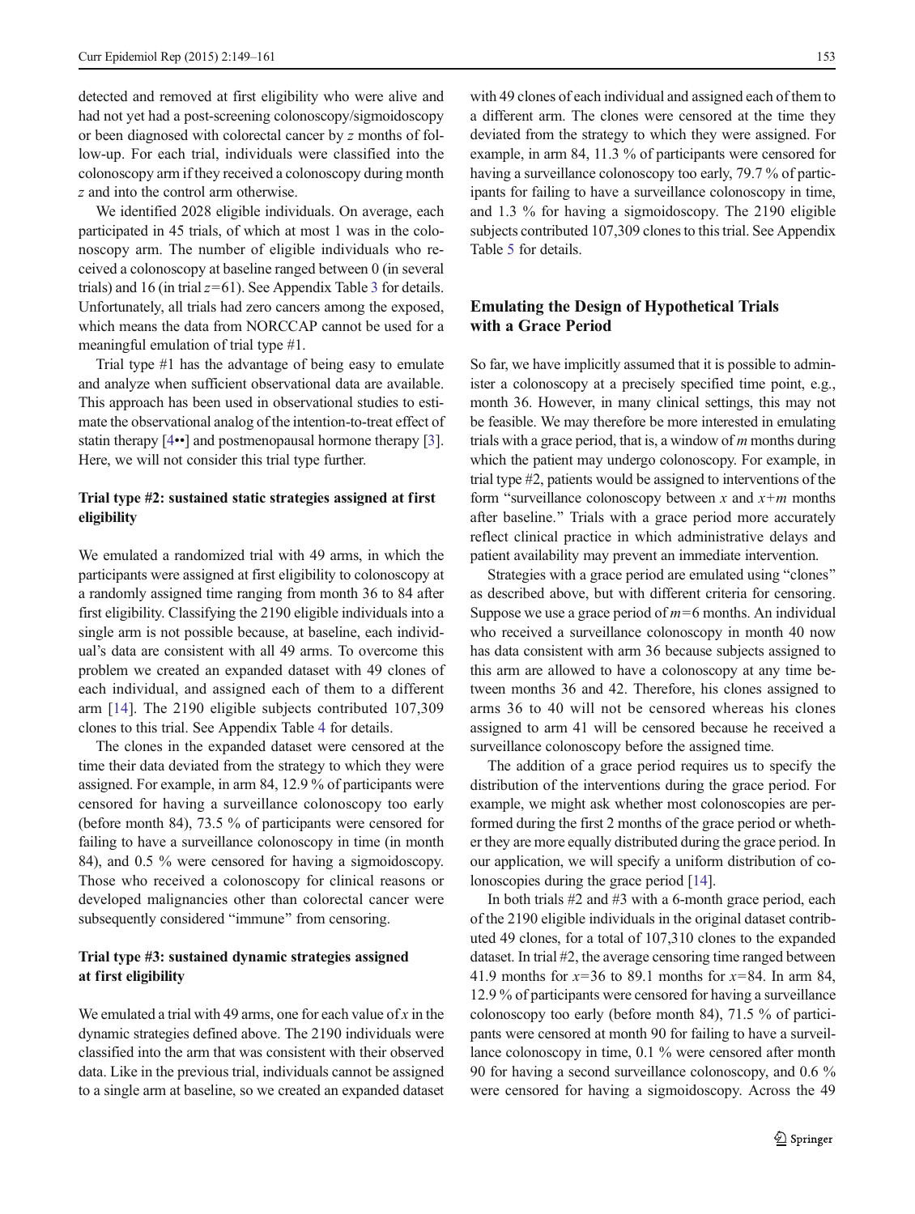detected and removed at first eligibility who were alive and had not yet had a post-screening colonoscopy/sigmoidoscopy or been diagnosed with colorectal cancer by $z$ months of follow-up. For each trial, individuals were classified into the colonoscopy arm if they received a colonoscopy during month $z$ and into the control arm otherwise.

We identified 2028 eligible individuals. On average, each participated in 45 trials, of which at most 1 was in the colonoscopy arm. The number of eligible individuals who received a colonoscopy at baseline ranged between 0 (in several trials) and 16 (in trial $z=61$). See Appendix Table 3 for details. Unfortunately, all trials had zero cancers among the exposed, which means the data from NORCCAP cannot be used for a meaningful emulation of trial type #1.

Trial type #1 has the advantage of being easy to emulate and analyze when sufficient observational data are available. This approach has been used in observational studies to estimate the observational analog of the intention-to-treat effect of statin therapy [4••] and postmenopausal hormone therapy [3]. Here, we will not consider this trial type further.

### Trial type #2: sustained static strategies assigned at first eligibility

We emulated a randomized trial with 49 arms, in which the participants were assigned at first eligibility to colonoscopy at a randomly assigned time ranging from month 36 to 84 after first eligibility. Classifying the 2190 eligible individuals into a single arm is not possible because, at baseline, each individual's data are consistent with all 49 arms. To overcome this problem we created an expanded dataset with 49 clones of each individual, and assigned each of them to a different arm [14]. The 2190 eligible subjects contributed 107,309 clones to this trial. See Appendix Table 4 for details.

The clones in the expanded dataset were censored at the time their data deviated from the strategy to which they were assigned. For example, in arm 84, 12.9 % of participants were censored for having a surveillance colonoscopy too early (before month 84), 73.5 % of participants were censored for failing to have a surveillance colonoscopy in time (in month 84), and 0.5 % were censored for having a sigmoidoscopy. Those who received a colonoscopy for clinical reasons or developed malignancies other than colorectal cancer were subsequently considered "immune" from censoring.

### Trial type #3: sustained dynamic strategies assigned at first eligibility

We emulated a trial with 49 arms, one for each value of $x$ in the dynamic strategies defined above. The 2190 individuals were classified into the arm that was consistent with their observed data. Like in the previous trial, individuals cannot be assigned to a single arm at baseline, so we created an expanded dataset with 49 clones of each individual and assigned each of them to a different arm. The clones were censored at the time they deviated from the strategy to which they were assigned. For example, in arm 84, 11.3 % of participants were censored for having a surveillance colonoscopy too early, 79.7 % of participants for failing to have a surveillance colonoscopy in time, and 1.3 % for having a sigmoidoscopy. The 2190 eligible subjects contributed 107,309 clones to this trial. See Appendix Table 5 for details.

## Emulating the Design of Hypothetical Trials with a Grace Period

So far, we have implicitly assumed that it is possible to administer a colonoscopy at a precisely specified time point, e.g., month 36. However, in many clinical settings, this may not be feasible. We may therefore be more interested in emulating trials with a grace period, that is, a window of $m$ months during which the patient may undergo colonoscopy. For example, in trial type #2, patients would be assigned to interventions of the form "surveillance colonoscopy between $x$ and $x+m$ months after baseline." Trials with a grace period more accurately reflect clinical practice in which administrative delays and patient availability may prevent an immediate intervention.

Strategies with a grace period are emulated using "clones" as described above, but with different criteria for censoring. Suppose we use a grace period of $m=6$ months. An individual who received a surveillance colonoscopy in month 40 now has data consistent with arm 36 because subjects assigned to this arm are allowed to have a colonoscopy at any time between months 36 and 42. Therefore, his clones assigned to arms 36 to 40 will not be censored whereas his clones assigned to arm 41 will be censored because he received a surveillance colonoscopy before the assigned time.

The addition of a grace period requires us to specify the distribution of the interventions during the grace period. For example, we might ask whether most colonoscopies are performed during the first 2 months of the grace period or whether they are more equally distributed during the grace period. In our application, we will specify a uniform distribution of colonoscopies during the grace period [14].

In both trials #2 and #3 with a 6-month grace period, each of the 2190 eligible individuals in the original dataset contributed 49 clones, for a total of 107,310 clones to the expanded dataset. In trial #2, the average censoring time ranged between 41.9 months for $x=36$ to 89.1 months for $x=84$. In arm 84, 12.9 % of participants were censored for having a surveillance colonoscopy too early (before month 84), 71.5 % of participants were censored at month 90 for failing to have a surveillance colonoscopy in time, 0.1 % were censored after month 90 for having a second surveillance colonoscopy, and 0.6 % were censored for having a sigmoidoscopy. Across the 49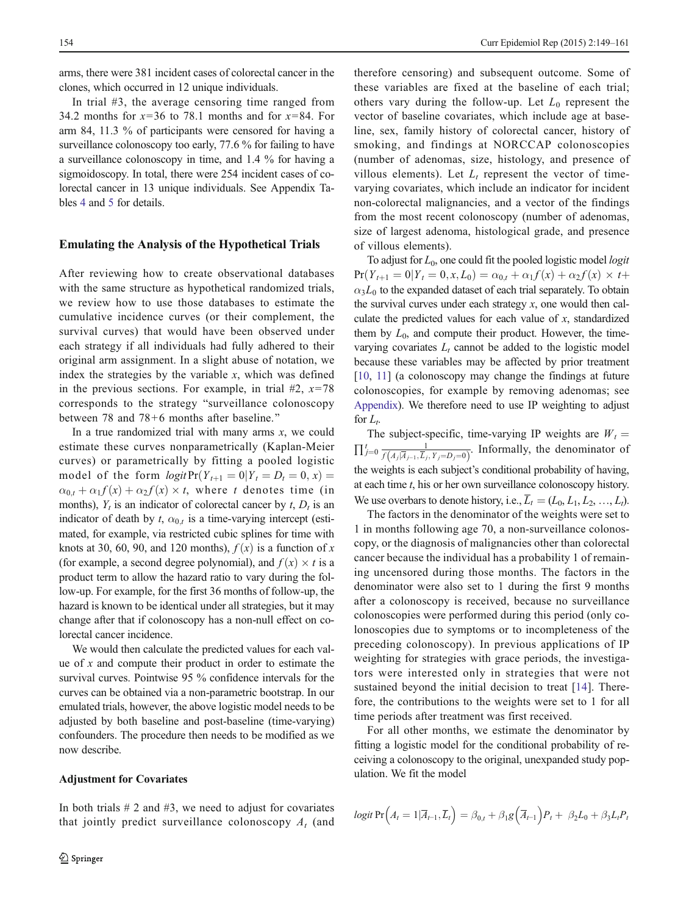arms, there were 381 incident cases of colorectal cancer in the clones, which occurred in 12 unique individuals.

In trial #3, the average censoring time ranged from 34.2 months for $x$=36 to 78.1 months and for $x$=84. For arm 84, 11.3 % of participants were censored for having a surveillance colonoscopy too early, 77.6 % for failing to have a surveillance colonoscopy in time, and 1.4 % for having a sigmoidoscopy. In total, there were 254 incident cases of colorectal cancer in 13 unique individuals. See Appendix Tables 4 and 5 for details.

## Emulating the Analysis of the Hypothetical Trials

After reviewing how to create observational databases with the same structure as hypothetical randomized trials, we review how to use those databases to estimate the cumulative incidence curves (or their complement, the survival curves) that would have been observed under each strategy if all individuals had fully adhered to their original arm assignment. In a slight abuse of notation, we index the strategies by the variable $x$, which was defined in the previous sections. For example, in trial #2, $x$=78 corresponds to the strategy "surveillance colonoscopy between 78 and 78+6 months after baseline."

In a true randomized trial with many arms $x$, we could estimate these curves nonparametrically (Kaplan-Meier curves) or parametrically by fitting a pooled logistic model of the form $logit \Pr(Y_{t+1}=0|Y_t=D_t=0,x)=\alpha_{0,t}+\alpha_1 f(x)+\alpha_2 f(x)\times t$, where $t$ denotes time (in months), $Y_t$ is an indicator of colorectal cancer by $t$, $D_t$ is an indicator of death by $t$, $\alpha_{0,t}$ is a time-varying intercept (estimated, for example, via restricted cubic splines for time with knots at 30, 60, 90, and 120 months), $f(x)$ is a function of $x$ (for example, a second degree polynomial), and $f(x)\times t$ is a product term to allow the hazard ratio to vary during the follow-up. For example, for the first 36 months of follow-up, the hazard is known to be identical under all strategies, but it may change after that if colonoscopy has a non-null effect on colorectal cancer incidence.

We would then calculate the predicted values for each value of $x$ and compute their product in order to estimate the survival curves. Pointwise 95 % confidence intervals for the curves can be obtained via a non-parametric bootstrap. In our emulated trials, however, the above logistic model needs to be adjusted by both baseline and post-baseline (time-varying) confounders. The procedure then needs to be modified as we now describe.

### Adjustment for Covariates

In both trials # 2 and #3, we need to adjust for covariates that jointly predict surveillance colonoscopy $A_t$ (and therefore censoring) and subsequent outcome. Some of these variables are fixed at the baseline of each trial; others vary during the follow-up. Let $L_0$ represent the vector of baseline covariates, which include age at baseline, sex, family history of colorectal cancer, history of smoking, and findings at NORCCAP colonoscopies (number of adenomas, size, histology, and presence of villous elements). Let $L_t$ represent the vector of time-varying covariates, which include an indicator for incident non-colorectal malignancies, and a vector of the findings from the most recent colonoscopy (number of adenomas, size of largest adenoma, histological grade, and presence of villous elements).

To adjust for $L_0$, one could fit the pooled logistic model $logit \Pr(Y_{t+1}=0|Y_t=0,x,L_0)=\alpha_{0,t}+\alpha_1 f(x)+\alpha_2 f(x)\times t+\alpha_3 L_0$ to the expanded dataset of each trial separately. To obtain the survival curves under each strategy $x$, one would then calculate the predicted values for each value of $x$, standardized them by $L_0$, and compute their product. However, the time-varying covariates $L_t$ cannot be added to the logistic model because these variables may be affected by prior treatment [10, 11] (a colonoscopy may change the findings at future colonoscopies, for example by removing adenomas; see Appendix). We therefore need to use IP weighting to adjust for $L_t$.

The subject-specific, time-varying IP weights are $W_t=\prod_{j=0}^{t}\frac{1}{f\left(A_j|\overline{A}_{j-1},\overline{L}_j,Y_j=D_j=0\right)}$. Informally, the denominator of the weights is each subject's conditional probability of having, at each time $t$, his or her own surveillance colonoscopy history. We use overbars to denote history, i.e., $\overline{L}_t=(L_0,L_1,L_2,\ldots,L_t)$.

The factors in the denominator of the weights were set to 1 in months following age 70, a non-surveillance colonoscopy, or the diagnosis of malignancies other than colorectal cancer because the individual has a probability 1 of remaining uncensored during those months. The factors in the denominator were also set to 1 during the first 9 months after a colonoscopy is received, because no surveillance colonoscopies were performed during this period (only colonoscopies due to symptoms or to incompleteness of the preceding colonoscopy). In previous applications of IP weighting for strategies with grace periods, the investigators were interested only in strategies that were not sustained beyond the initial decision to treat [14]. Therefore, the contributions to the weights were set to 1 for all time periods after treatment was first received.

For all other months, we estimate the denominator by fitting a logistic model for the conditional probability of receiving a colonoscopy to the original, unexpanded study population. We fit the model

$$logit \Pr\left(A_t=1|\overline{A}_{t-1},\overline{L}_t\right)=\beta_{0,t}+\beta_1 g\left(\overline{A}_{t-1}\right)P_t+\beta_2 L_0+\beta_3 L_t P_t$$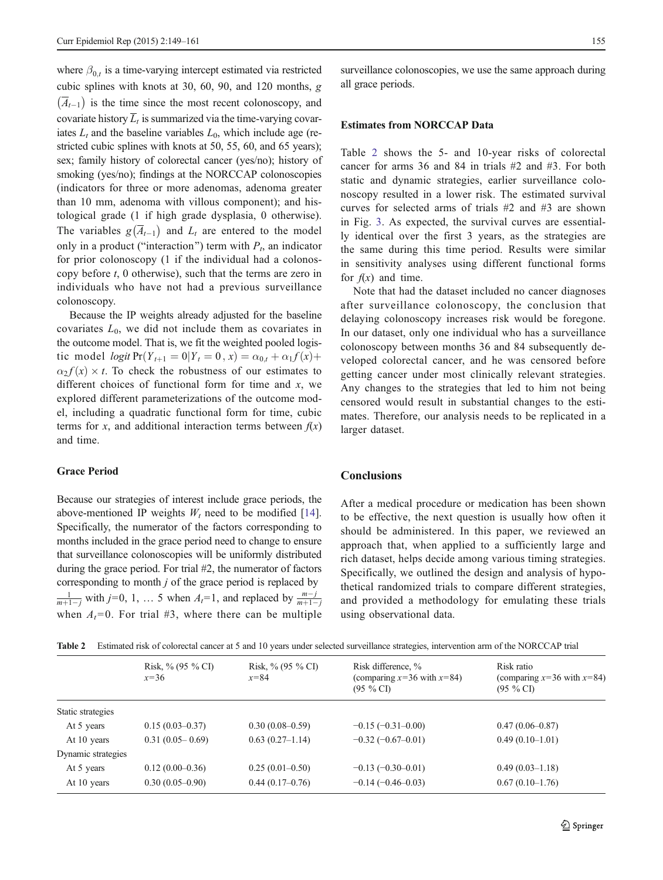where $\beta_{0,t}$ is a time-varying intercept estimated via restricted cubic splines with knots at 30, 60, 90, and 120 months, $g(\overline{A}_{t-1})$ is the time since the most recent colonoscopy, and covariate history $\overline{L}_t$ is summarized via the time-varying covariates $L_t$ and the baseline variables $L_0$, which include age (restricted cubic splines with knots at 50, 55, 60, and 65 years); sex; family history of colorectal cancer (yes/no); history of smoking (yes/no); findings at the NORCCAP colonoscopies (indicators for three or more adenomas, adenoma greater than 10 mm, adenoma with villous component); and histological grade (1 if high grade dysplasia, 0 otherwise). The variables $g(\overline{A}_{t-1})$ and $L_t$ are entered to the model only in a product ("interaction") term with $P_t$, an indicator for prior colonoscopy (1 if the individual had a colonoscopy before $t$, 0 otherwise), such that the terms are zero in individuals who have not had a previous surveillance colonoscopy.

Because the IP weights already adjusted for the baseline covariates $L_0$, we did not include them as covariates in the outcome model. That is, we fit the weighted pooled logistic model $logit\,\Pr(Y_{t+1}=0|Y_t=0, x) = \alpha_{0,t} + \alpha_1 f(x) + \alpha_2 f(x) \times t$. To check the robustness of our estimates to different choices of functional form for time and $x$, we explored different parameterizations of the outcome model, including a quadratic functional form for time, cubic terms for $x$, and additional interaction terms between $f(x)$ and time.

### Grace Period

Because our strategies of interest include grace periods, the above-mentioned IP weights $W_t$ need to be modified [14]. Specifically, the numerator of the factors corresponding to months included in the grace period need to change to ensure that surveillance colonoscopies will be uniformly distributed during the grace period. For trial #2, the numerator of factors corresponding to month $j$ of the grace period is replaced by $\frac{1}{m+1-j}$ with $j$=0, 1, … 5 when $A_t$=1, and replaced by $\frac{m-j}{m+1-j}$ when $A_t$=0. For trial #3, where there can be multiple surveillance colonoscopies, we use the same approach during all grace periods.

### Estimates from NORCCAP Data

Table 2 shows the 5- and 10-year risks of colorectal cancer for arms 36 and 84 in trials #2 and #3. For both static and dynamic strategies, earlier surveillance colonoscopy resulted in a lower risk. The estimated survival curves for selected arms of trials #2 and #3 are shown in Fig. 3. As expected, the survival curves are essentially identical over the first 3 years, as the strategies are the same during this time period. Results were similar in sensitivity analyses using different functional forms for $f(x)$ and time.

Note that had the dataset included no cancer diagnoses after surveillance colonoscopy, the conclusion that delaying colonoscopy increases risk would be foregone. In our dataset, only one individual who has a surveillance colonoscopy between months 36 and 84 subsequently developed colorectal cancer, and he was censored before getting cancer under most clinically relevant strategies. Any changes to the strategies that led to him not being censored would result in substantial changes to the estimates. Therefore, our analysis needs to be replicated in a larger dataset.

## Conclusions

After a medical procedure or medication has been shown to be effective, the next question is usually how often it should be administered. In this paper, we reviewed an approach that, when applied to a sufficiently large and rich dataset, helps decide among various timing strategies. Specifically, we outlined the design and analysis of hypothetical randomized trials to compare different strategies, and provided a methodology for emulating these trials using observational data.

**Table 2** Estimated risk of colorectal cancer at 5 and 10 years under selected surveillance strategies, intervention arm of the NORCCAP trial

| | Risk, % (95 % CI) $x$=36 | Risk, % (95 % CI) $x$=84 | Risk difference, % (comparing $x$=36 with $x$=84) (95 % CI) | Risk ratio (comparing $x$=36 with $x$=84) (95 % CI) |
|---|---|---|---|---|
| Static strategies | | | | |
| At 5 years | 0.15 (0.03–0.37) | 0.30 (0.08–0.59) | −0.15 (−0.31–0.00) | 0.47 (0.06–0.87) |
| At 10 years | 0.31 (0.05– 0.69) | 0.63 (0.27–1.14) | −0.32 (−0.67–0.01) | 0.49 (0.10–1.01) |
| Dynamic strategies | | | | |
| At 5 years | 0.12 (0.00–0.36) | 0.25 (0.01–0.50) | −0.13 (−0.30–0.01) | 0.49 (0.03–1.18) |
| At 10 years | 0.30 (0.05–0.90) | 0.44 (0.17–0.76) | −0.14 (−0.46–0.03) | 0.67 (0.10–1.76) |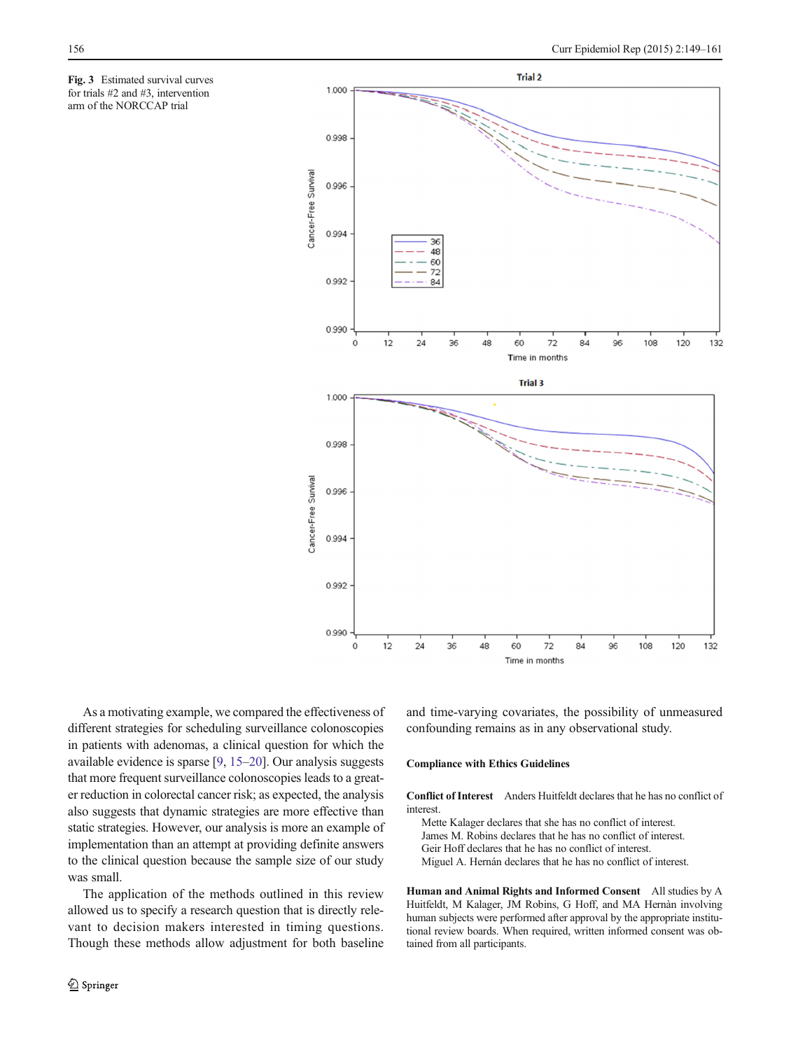**Fig. 3** Estimated survival curves for trials #2 and #3, intervention arm of the NORCCAP trial

As a motivating example, we compared the effectiveness of different strategies for scheduling surveillance colonoscopies in patients with adenomas, a clinical question for which the available evidence is sparse [9, 15–20]. Our analysis suggests that more frequent surveillance colonoscopies leads to a greater reduction in colorectal cancer risk; as expected, the analysis also suggests that dynamic strategies are more effective than static strategies. However, our analysis is more an example of implementation than an attempt at providing definite answers to the clinical question because the sample size of our study was small.

The application of the methods outlined in this review allowed us to specify a research question that is directly relevant to decision makers interested in timing questions. Though these methods allow adjustment for both baseline and time-varying covariates, the possibility of unmeasured confounding remains as in any observational study.

## Compliance with Ethics Guidelines

**Conflict of Interest** Anders Huitfeldt declares that he has no conflict of interest.

Mette Kalager declares that she has no conflict of interest.

James M. Robins declares that he has no conflict of interest.

Geir Hoff declares that he has no conflict of interest.

Miguel A. Hernán declares that he has no conflict of interest.

**Human and Animal Rights and Informed Consent** All studies by A Huitfeldt, M Kalager, JM Robins, G Hoff, and MA Hernàn involving human subjects were performed after approval by the appropriate institutional review boards. When required, written informed consent was obtained from all participants.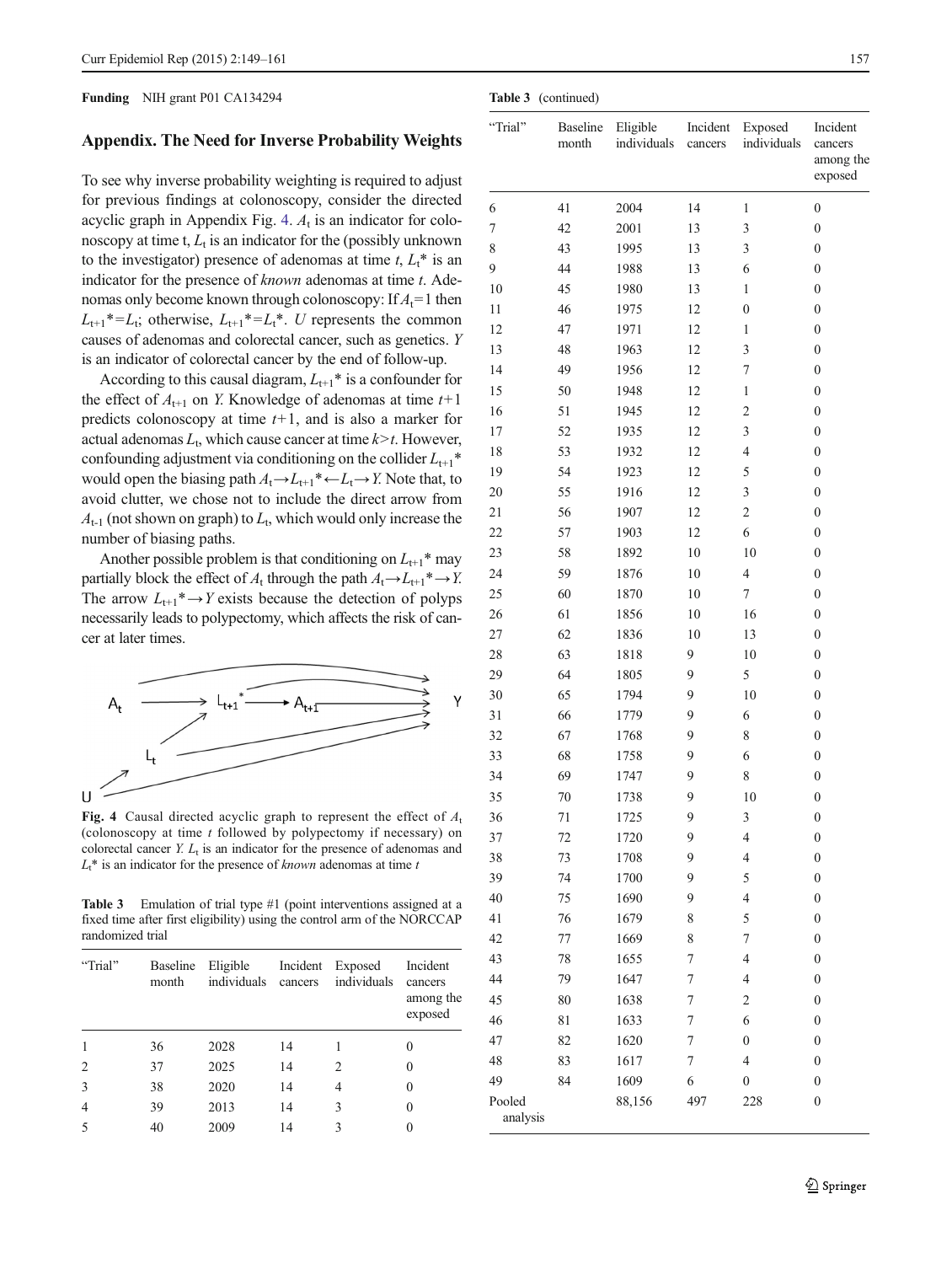**Funding** NIH grant P01 CA134294

## Appendix. The Need for Inverse Probability Weights

To see why inverse probability weighting is required to adjust for previous findings at colonoscopy, consider the directed acyclic graph in Appendix Fig. 4. $A_t$ is an indicator for colonoscopy at time t, $L_t$ is an indicator for the (possibly unknown to the investigator) presence of adenomas at time $t$, $L_t$* is an indicator for the presence of *known* adenomas at time $t$. Adenomas only become known through colonoscopy: If $A_t$=1 then $L_{t+1}$*=$L_t$; otherwise, $L_{t+1}$*=$L_t$*. $U$ represents the common causes of adenomas and colorectal cancer, such as genetics. $Y$ is an indicator of colorectal cancer by the end of follow-up.

According to this causal diagram, $L_{t+1}$* is a confounder for the effect of $A_{t+1}$ on $Y$. Knowledge of adenomas at time $t$+1 predicts colonoscopy at time $t$+1, and is also a marker for actual adenomas $L_t$, which cause cancer at time $k>t$. However, confounding adjustment via conditioning on the collider $L_{t+1}$* would open the biasing path $A_t \rightarrow L_{t+1}* \leftarrow L_t \rightarrow Y$. Note that, to avoid clutter, we chose not to include the direct arrow from $A_{t-1}$ (not shown on graph) to $L_t$, which would only increase the number of biasing paths.

Another possible problem is that conditioning on $L_{t+1}$* may partially block the effect of $A_t$ through the path $A_t \rightarrow L_{t+1}* \rightarrow Y$. The arrow $L_{t+1}* \rightarrow Y$ exists because the detection of polyps necessarily leads to polypectomy, which affects the risk of cancer at later times.

**Fig. 4** Causal directed acyclic graph to represent the effect of $A_t$ (colonoscopy at time $t$ followed by polypectomy if necessary) on colorectal cancer $Y$. $L_t$ is an indicator for the presence of adenomas and $L_t$* is an indicator for the presence of *known* adenomas at time $t$

**Table 3** Emulation of trial type #1 (point interventions assigned at a fixed time after first eligibility) using the control arm of the NORCCAP randomized trial

| "Trial" | Baseline month | Eligible individuals | Incident cancers | Exposed individuals | Incident cancers among the exposed |
|---|---|---|---|---|---|
| 1 | 36 | 2028 | 14 | 1 | 0 |
| 2 | 37 | 2025 | 14 | 2 | 0 |
| 3 | 38 | 2020 | 14 | 4 | 0 |
| 4 | 39 | 2013 | 14 | 3 | 0 |
| 5 | 40 | 2009 | 14 | 3 | 0 |
| 6 | 41 | 2004 | 14 | 1 | 0 |
| 7 | 42 | 2001 | 13 | 3 | 0 |
| 8 | 43 | 1995 | 13 | 3 | 0 |
| 9 | 44 | 1988 | 13 | 6 | 0 |
| 10 | 45 | 1980 | 13 | 1 | 0 |
| 11 | 46 | 1975 | 12 | 0 | 0 |
| 12 | 47 | 1971 | 12 | 1 | 0 |
| 13 | 48 | 1963 | 12 | 3 | 0 |
| 14 | 49 | 1956 | 12 | 7 | 0 |
| 15 | 50 | 1948 | 12 | 1 | 0 |
| 16 | 51 | 1945 | 12 | 2 | 0 |
| 17 | 52 | 1935 | 12 | 3 | 0 |
| 18 | 53 | 1932 | 12 | 4 | 0 |
| 19 | 54 | 1923 | 12 | 5 | 0 |
| 20 | 55 | 1916 | 12 | 3 | 0 |
| 21 | 56 | 1907 | 12 | 2 | 0 |
| 22 | 57 | 1903 | 12 | 6 | 0 |
| 23 | 58 | 1892 | 10 | 10 | 0 |
| 24 | 59 | 1876 | 10 | 4 | 0 |
| 25 | 60 | 1870 | 10 | 7 | 0 |
| 26 | 61 | 1856 | 10 | 16 | 0 |
| 27 | 62 | 1836 | 10 | 13 | 0 |
| 28 | 63 | 1818 | 9 | 10 | 0 |
| 29 | 64 | 1805 | 9 | 5 | 0 |
| 30 | 65 | 1794 | 9 | 10 | 0 |
| 31 | 66 | 1779 | 9 | 6 | 0 |
| 32 | 67 | 1768 | 9 | 8 | 0 |
| 33 | 68 | 1758 | 9 | 6 | 0 |
| 34 | 69 | 1747 | 9 | 8 | 0 |
| 35 | 70 | 1738 | 9 | 10 | 0 |
| 36 | 71 | 1725 | 9 | 3 | 0 |
| 37 | 72 | 1720 | 9 | 4 | 0 |
| 38 | 73 | 1708 | 9 | 4 | 0 |
| 39 | 74 | 1700 | 9 | 5 | 0 |
| 40 | 75 | 1690 | 9 | 4 | 0 |
| 41 | 76 | 1679 | 8 | 5 | 0 |
| 42 | 77 | 1669 | 8 | 7 | 0 |
| 43 | 78 | 1655 | 7 | 4 | 0 |
| 44 | 79 | 1647 | 7 | 4 | 0 |
| 45 | 80 | 1638 | 7 | 2 | 0 |
| 46 | 81 | 1633 | 7 | 6 | 0 |
| 47 | 82 | 1620 | 7 | 0 | 0 |
| 48 | 83 | 1617 | 7 | 4 | 0 |
| 49 | 84 | 1609 | 6 | 0 | 0 |
| Pooled analysis | | 88,156 | 497 | 228 | 0 |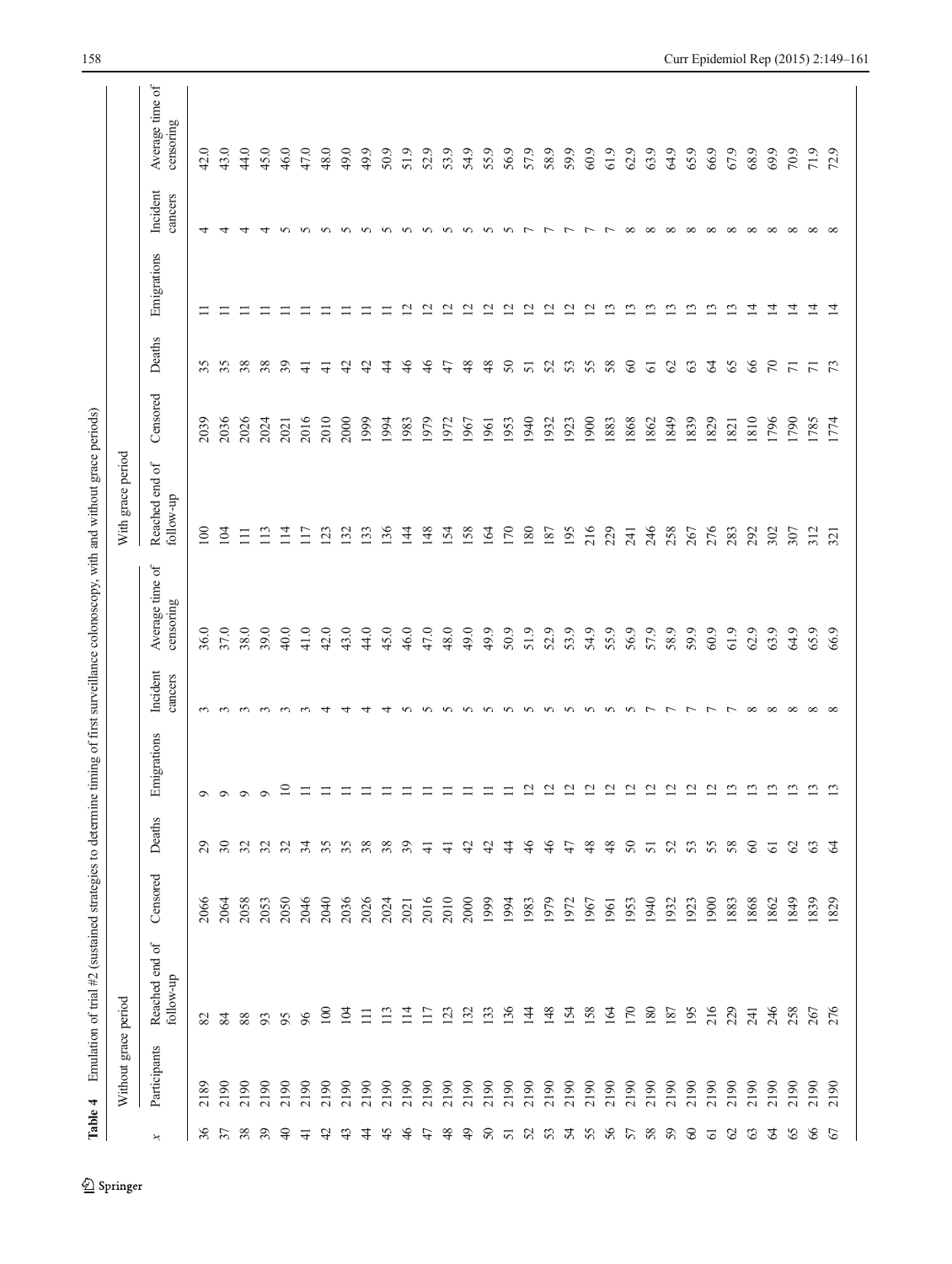**Table 4** Emulation of trial #2 (sustained strategies to determine timing of first surveillance colonoscopy, with and without grace periods)

| | Without grace period | | | | | | | With grace period | | | | | |
|---|---|---|---|---|---|---|---|---|---|---|---|---|---|
| $x$ | Participants | Reached end of follow-up | Censored | Deaths | Emigrations | Incident cancers | Average time of censoring | Reached end of follow-up | Censored | Deaths | Emigrations | Incident cancers | Average time of censoring |
| 36 | 2189 | 82 | 2066 | 29 | 9 | 3 | 36.0 | 100 | 2039 | 35 | 11 | 4 | 42.0 |
| 37 | 2190 | 84 | 2064 | 30 | 9 | 3 | 37.0 | 104 | 2036 | 35 | 11 | 4 | 43.0 |
| 38 | 2190 | 88 | 2058 | 32 | 9 | 3 | 38.0 | 111 | 2026 | 38 | 11 | 4 | 44.0 |
| 39 | 2190 | 93 | 2053 | 32 | 9 | 3 | 39.0 | 113 | 2024 | 38 | 11 | 4 | 45.0 |
| 40 | 2190 | 95 | 2050 | 32 | 10 | 3 | 40.0 | 114 | 2021 | 39 | 11 | 5 | 46.0 |
| 41 | 2190 | 96 | 2046 | 34 | 11 | 3 | 41.0 | 117 | 2016 | 41 | 11 | 5 | 47.0 |
| 42 | 2190 | 100 | 2040 | 35 | 11 | 4 | 42.0 | 123 | 2010 | 41 | 11 | 5 | 48.0 |
| 43 | 2190 | 104 | 2036 | 35 | 11 | 4 | 43.0 | 132 | 2000 | 42 | 11 | 5 | 49.0 |
| 44 | 2190 | 111 | 2026 | 38 | 11 | 4 | 44.0 | 133 | 1999 | 42 | 11 | 5 | 49.9 |
| 45 | 2190 | 113 | 2024 | 38 | 11 | 4 | 45.0 | 136 | 1994 | 44 | 11 | 5 | 50.9 |
| 46 | 2190 | 114 | 2021 | 39 | 11 | 5 | 46.0 | 144 | 1983 | 46 | 12 | 5 | 51.9 |
| 47 | 2190 | 117 | 2016 | 41 | 11 | 5 | 47.0 | 148 | 1979 | 46 | 12 | 5 | 52.9 |
| 48 | 2190 | 123 | 2010 | 41 | 11 | 5 | 48.0 | 154 | 1972 | 47 | 12 | 5 | 53.9 |
| 49 | 2190 | 132 | 2000 | 42 | 11 | 5 | 49.0 | 158 | 1967 | 48 | 12 | 5 | 54.9 |
| 50 | 2190 | 133 | 1999 | 42 | 11 | 5 | 49.9 | 164 | 1961 | 48 | 12 | 5 | 55.9 |
| 51 | 2190 | 136 | 1994 | 44 | 11 | 5 | 50.9 | 170 | 1953 | 50 | 12 | 5 | 56.9 |
| 52 | 2190 | 144 | 1983 | 46 | 12 | 5 | 51.9 | 180 | 1940 | 51 | 12 | 7 | 57.9 |
| 53 | 2190 | 148 | 1979 | 46 | 12 | 5 | 52.9 | 187 | 1932 | 52 | 12 | 7 | 58.9 |
| 54 | 2190 | 154 | 1972 | 47 | 12 | 5 | 53.9 | 195 | 1923 | 53 | 12 | 7 | 59.9 |
| 55 | 2190 | 158 | 1967 | 48 | 12 | 5 | 54.9 | 216 | 1900 | 55 | 12 | 7 | 60.9 |
| 56 | 2190 | 164 | 1961 | 48 | 12 | 5 | 55.9 | 229 | 1883 | 58 | 13 | 7 | 61.9 |
| 57 | 2190 | 170 | 1953 | 50 | 12 | 5 | 56.9 | 241 | 1868 | 60 | 13 | 8 | 62.9 |
| 58 | 2190 | 180 | 1940 | 51 | 12 | 7 | 57.9 | 246 | 1862 | 61 | 13 | 8 | 63.9 |
| 59 | 2190 | 187 | 1932 | 52 | 12 | 7 | 58.9 | 258 | 1849 | 62 | 13 | 8 | 64.9 |
| 60 | 2190 | 195 | 1923 | 53 | 12 | 7 | 59.9 | 267 | 1839 | 63 | 13 | 8 | 65.9 |
| 61 | 2190 | 216 | 1900 | 55 | 12 | 7 | 60.9 | 276 | 1829 | 64 | 13 | 8 | 66.9 |
| 62 | 2190 | 229 | 1883 | 58 | 13 | 7 | 61.9 | 283 | 1821 | 65 | 13 | 8 | 67.9 |
| 63 | 2190 | 241 | 1868 | 60 | 13 | 8 | 62.9 | 292 | 1810 | 66 | 14 | 8 | 68.9 |
| 64 | 2190 | 246 | 1862 | 61 | 13 | 8 | 63.9 | 302 | 1796 | 70 | 14 | 8 | 69.9 |
| 65 | 2190 | 258 | 1849 | 62 | 13 | 8 | 64.9 | 307 | 1790 | 71 | 14 | 8 | 70.9 |
| 66 | 2190 | 267 | 1839 | 63 | 13 | 8 | 65.9 | 312 | 1785 | 71 | 14 | 8 | 71.9 |
| 67 | 2190 | 276 | 1829 | 64 | 13 | 8 | 66.9 | 321 | 1774 | 73 | 14 | 8 | 72.9 |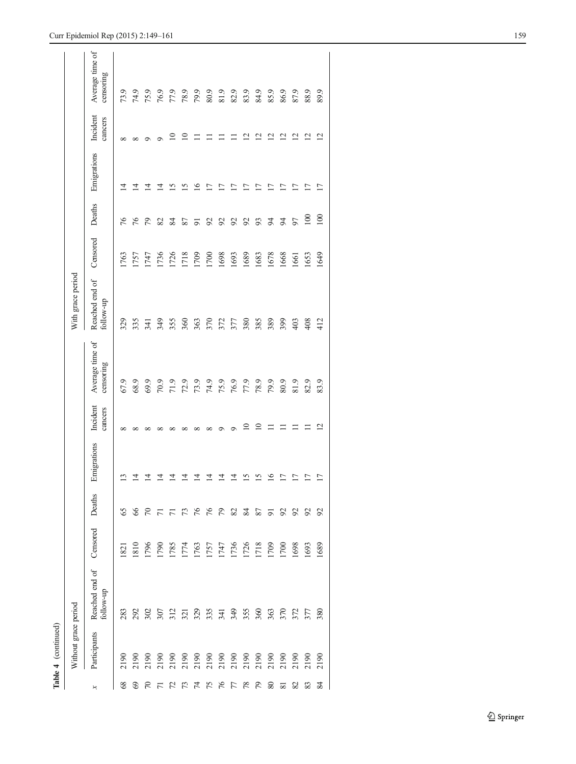**Table 4** (continued)

| $x$ | Without grace period | | | | | | | With grace period | | | | | |
|---|---|---|---|---|---|---|---|---|---|---|---|---|---|
| | Participants | Reached end of follow-up | Censored | Deaths | Emigrations | Incident cancers | Average time of censoring | Reached end of follow-up | Censored | Deaths | Emigrations | Incident cancers | Average time of censoring |
| 68 | 2190 | 283 | 1821 | 65 | 13 | 8 | 67.9 | 329 | 1763 | 76 | 14 | 8 | 73.9 |
| 69 | 2190 | 292 | 1810 | 66 | 14 | 8 | 68.9 | 335 | 1757 | 76 | 14 | 8 | 74.9 |
| 70 | 2190 | 302 | 1796 | 70 | 14 | 8 | 69.9 | 341 | 1747 | 79 | 14 | 9 | 75.9 |
| 71 | 2190 | 307 | 1790 | 71 | 14 | 8 | 70.9 | 349 | 1736 | 82 | 14 | 9 | 76.9 |
| 72 | 2190 | 312 | 1785 | 71 | 14 | 8 | 71.9 | 355 | 1726 | 84 | 15 | 10 | 77.9 |
| 73 | 2190 | 321 | 1774 | 73 | 14 | 8 | 72.9 | 360 | 1718 | 87 | 15 | 10 | 78.9 |
| 74 | 2190 | 329 | 1763 | 76 | 14 | 8 | 73.9 | 363 | 1709 | 91 | 16 | 11 | 79.9 |
| 75 | 2190 | 335 | 1757 | 76 | 14 | 8 | 74.9 | 370 | 1700 | 92 | 17 | 11 | 80.9 |
| 76 | 2190 | 341 | 1747 | 79 | 14 | 9 | 75.9 | 372 | 1698 | 92 | 17 | 11 | 81.9 |
| 77 | 2190 | 349 | 1736 | 82 | 14 | 9 | 76.9 | 377 | 1693 | 92 | 17 | 11 | 82.9 |
| 78 | 2190 | 355 | 1726 | 84 | 15 | 10 | 77.9 | 380 | 1689 | 92 | 17 | 12 | 83.9 |
| 79 | 2190 | 360 | 1718 | 87 | 15 | 10 | 78.9 | 385 | 1683 | 93 | 17 | 12 | 84.9 |
| 80 | 2190 | 363 | 1709 | 91 | 16 | 11 | 79.9 | 389 | 1678 | 94 | 17 | 12 | 85.9 |
| 81 | 2190 | 370 | 1700 | 92 | 17 | 11 | 80.9 | 399 | 1668 | 94 | 17 | 12 | 86.9 |
| 82 | 2190 | 372 | 1698 | 92 | 17 | 11 | 81.9 | 403 | 1661 | 97 | 17 | 12 | 87.9 |
| 83 | 2190 | 377 | 1693 | 92 | 17 | 11 | 82.9 | 408 | 1653 | 100 | 17 | 12 | 88.9 |
| 84 | 2190 | 380 | 1689 | 92 | 17 | 12 | 83.9 | 412 | 1649 | 100 | 17 | 12 | 89.9 |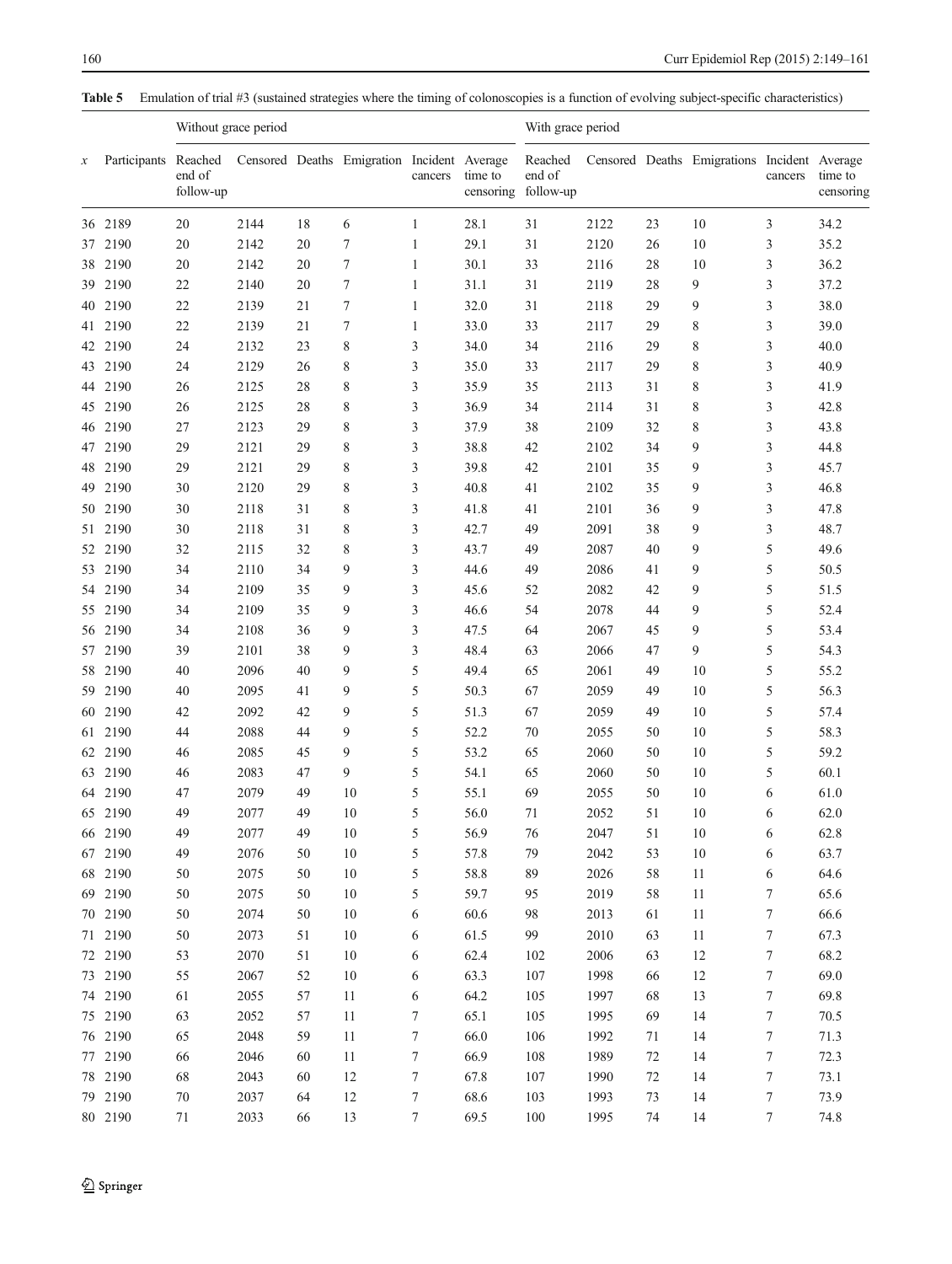**Table 5** Emulation of trial #3 (sustained strategies where the timing of colonoscopies is a function of evolving subject-specific characteristics)

| | | Without grace period | | | | | | With grace period | | | | | |
|---|---|---|---|---|---|---|---|---|---|---|---|---|---|
| $x$ | Participants | Reached end of follow-up | Censored | Deaths | Emigration | Incident cancers | Average time to censoring | Reached end of follow-up | Censored | Deaths | Emigrations | Incident cancers | Average time to censoring |
| 36 | 2189 | 20 | 2144 | 18 | 6 | 1 | 28.1 | 31 | 2122 | 23 | 10 | 3 | 34.2 |
| 37 | 2190 | 20 | 2142 | 20 | 7 | 1 | 29.1 | 31 | 2120 | 26 | 10 | 3 | 35.2 |
| 38 | 2190 | 20 | 2142 | 20 | 7 | 1 | 30.1 | 33 | 2116 | 28 | 10 | 3 | 36.2 |
| 39 | 2190 | 22 | 2140 | 20 | 7 | 1 | 31.1 | 31 | 2119 | 28 | 9 | 3 | 37.2 |
| 40 | 2190 | 22 | 2139 | 21 | 7 | 1 | 32.0 | 31 | 2118 | 29 | 9 | 3 | 38.0 |
| 41 | 2190 | 22 | 2139 | 21 | 7 | 1 | 33.0 | 33 | 2117 | 29 | 8 | 3 | 39.0 |
| 42 | 2190 | 24 | 2132 | 23 | 8 | 3 | 34.0 | 34 | 2116 | 29 | 8 | 3 | 40.0 |
| 43 | 2190 | 24 | 2129 | 26 | 8 | 3 | 35.0 | 33 | 2117 | 29 | 8 | 3 | 40.9 |
| 44 | 2190 | 26 | 2125 | 28 | 8 | 3 | 35.9 | 35 | 2113 | 31 | 8 | 3 | 41.9 |
| 45 | 2190 | 26 | 2125 | 28 | 8 | 3 | 36.9 | 34 | 2114 | 31 | 8 | 3 | 42.8 |
| 46 | 2190 | 27 | 2123 | 29 | 8 | 3 | 37.9 | 38 | 2109 | 32 | 8 | 3 | 43.8 |
| 47 | 2190 | 29 | 2121 | 29 | 8 | 3 | 38.8 | 42 | 2102 | 34 | 9 | 3 | 44.8 |
| 48 | 2190 | 29 | 2121 | 29 | 8 | 3 | 39.8 | 42 | 2101 | 35 | 9 | 3 | 45.7 |
| 49 | 2190 | 30 | 2120 | 29 | 8 | 3 | 40.8 | 41 | 2102 | 35 | 9 | 3 | 46.8 |
| 50 | 2190 | 30 | 2118 | 31 | 8 | 3 | 41.8 | 41 | 2101 | 36 | 9 | 3 | 47.8 |
| 51 | 2190 | 30 | 2118 | 31 | 8 | 3 | 42.7 | 49 | 2091 | 38 | 9 | 3 | 48.7 |
| 52 | 2190 | 32 | 2115 | 32 | 8 | 3 | 43.7 | 49 | 2087 | 40 | 9 | 5 | 49.6 |
| 53 | 2190 | 34 | 2110 | 34 | 9 | 3 | 44.6 | 49 | 2086 | 41 | 9 | 5 | 50.5 |
| 54 | 2190 | 34 | 2109 | 35 | 9 | 3 | 45.6 | 52 | 2082 | 42 | 9 | 5 | 51.5 |
| 55 | 2190 | 34 | 2109 | 35 | 9 | 3 | 46.6 | 54 | 2078 | 44 | 9 | 5 | 52.4 |
| 56 | 2190 | 34 | 2108 | 36 | 9 | 3 | 47.5 | 64 | 2067 | 45 | 9 | 5 | 53.4 |
| 57 | 2190 | 39 | 2101 | 38 | 9 | 3 | 48.4 | 63 | 2066 | 47 | 9 | 5 | 54.3 |
| 58 | 2190 | 40 | 2096 | 40 | 9 | 5 | 49.4 | 65 | 2061 | 49 | 10 | 5 | 55.2 |
| 59 | 2190 | 40 | 2095 | 41 | 9 | 5 | 50.3 | 67 | 2059 | 49 | 10 | 5 | 56.3 |
| 60 | 2190 | 42 | 2092 | 42 | 9 | 5 | 51.3 | 67 | 2059 | 49 | 10 | 5 | 57.4 |
| 61 | 2190 | 44 | 2088 | 44 | 9 | 5 | 52.2 | 70 | 2055 | 50 | 10 | 5 | 58.3 |
| 62 | 2190 | 46 | 2085 | 45 | 9 | 5 | 53.2 | 65 | 2060 | 50 | 10 | 5 | 59.2 |
| 63 | 2190 | 46 | 2083 | 47 | 9 | 5 | 54.1 | 65 | 2060 | 50 | 10 | 5 | 60.1 |
| 64 | 2190 | 47 | 2079 | 49 | 10 | 5 | 55.1 | 69 | 2055 | 50 | 10 | 6 | 61.0 |
| 65 | 2190 | 49 | 2077 | 49 | 10 | 5 | 56.0 | 71 | 2052 | 51 | 10 | 6 | 62.0 |
| 66 | 2190 | 49 | 2077 | 49 | 10 | 5 | 56.9 | 76 | 2047 | 51 | 10 | 6 | 62.8 |
| 67 | 2190 | 49 | 2076 | 50 | 10 | 5 | 57.8 | 79 | 2042 | 53 | 10 | 6 | 63.7 |
| 68 | 2190 | 50 | 2075 | 50 | 10 | 5 | 58.8 | 89 | 2026 | 58 | 11 | 6 | 64.6 |
| 69 | 2190 | 50 | 2075 | 50 | 10 | 5 | 59.7 | 95 | 2019 | 58 | 11 | 7 | 65.6 |
| 70 | 2190 | 50 | 2074 | 50 | 10 | 6 | 60.6 | 98 | 2013 | 61 | 11 | 7 | 66.6 |
| 71 | 2190 | 50 | 2073 | 51 | 10 | 6 | 61.5 | 99 | 2010 | 63 | 11 | 7 | 67.3 |
| 72 | 2190 | 53 | 2070 | 51 | 10 | 6 | 62.4 | 102 | 2006 | 63 | 12 | 7 | 68.2 |
| 73 | 2190 | 55 | 2067 | 52 | 10 | 6 | 63.3 | 107 | 1998 | 66 | 12 | 7 | 69.0 |
| 74 | 2190 | 61 | 2055 | 57 | 11 | 6 | 64.2 | 105 | 1997 | 68 | 13 | 7 | 69.8 |
| 75 | 2190 | 63 | 2052 | 57 | 11 | 7 | 65.1 | 105 | 1995 | 69 | 14 | 7 | 70.5 |
| 76 | 2190 | 65 | 2048 | 59 | 11 | 7 | 66.0 | 106 | 1992 | 71 | 14 | 7 | 71.3 |
| 77 | 2190 | 66 | 2046 | 60 | 11 | 7 | 66.9 | 108 | 1989 | 72 | 14 | 7 | 72.3 |
| 78 | 2190 | 68 | 2043 | 60 | 12 | 7 | 67.8 | 107 | 1990 | 72 | 14 | 7 | 73.1 |
| 79 | 2190 | 70 | 2037 | 64 | 12 | 7 | 68.6 | 103 | 1993 | 73 | 14 | 7 | 73.9 |
| 80 | 2190 | 71 | 2033 | 66 | 13 | 7 | 69.5 | 100 | 1995 | 74 | 14 | 7 | 74.8 |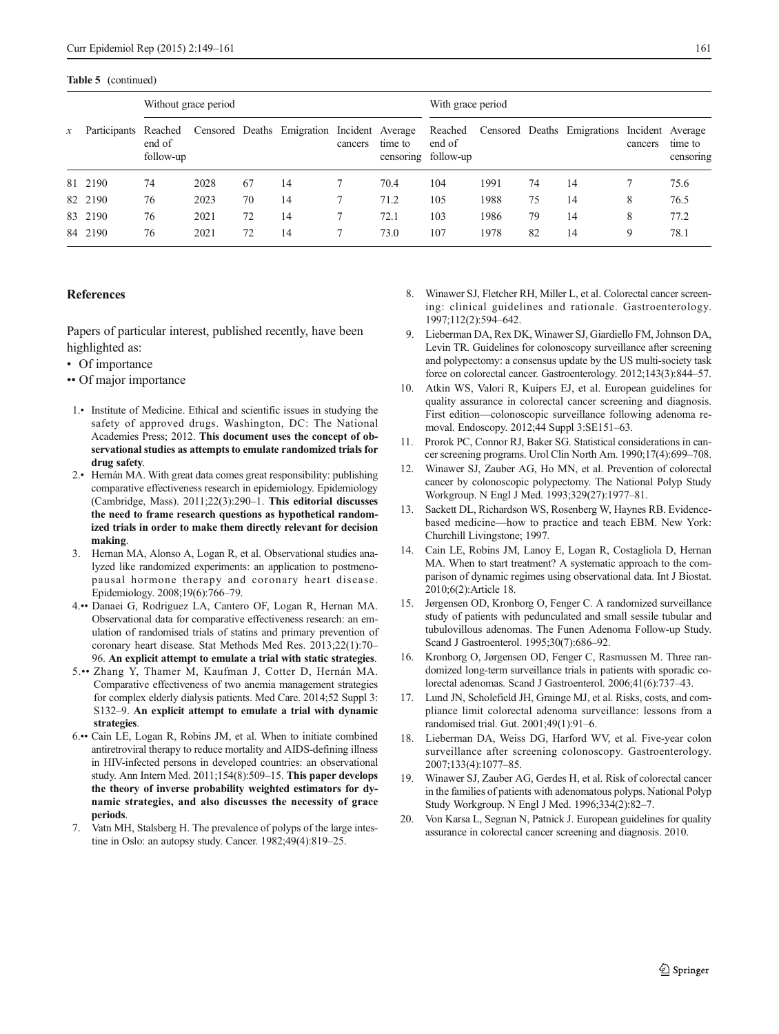**Table 5** (continued)

| $x$ | Participants | Without grace period | | | | | | With grace period | | | | | |
|---|---|---|---|---|---|---|---|---|---|---|---|---|---|
| | | Reached end of follow-up | Censored | Deaths | Emigration | Incident cancers | Average time to censoring | Reached end of follow-up | Censored | Deaths | Emigrations | Incident cancers | Average time to censoring |
| 81 | 2190 | 74 | 2028 | 67 | 14 | 7 | 70.4 | 104 | 1991 | 74 | 14 | 7 | 75.6 |
| 82 | 2190 | 76 | 2023 | 70 | 14 | 7 | 71.2 | 105 | 1988 | 75 | 14 | 8 | 76.5 |
| 83 | 2190 | 76 | 2021 | 72 | 14 | 7 | 72.1 | 103 | 1986 | 79 | 14 | 8 | 77.2 |
| 84 | 2190 | 76 | 2021 | 72 | 14 | 7 | 73.0 | 107 | 1978 | 82 | 14 | 9 | 78.1 |

## References

Papers of particular interest, published recently, have been highlighted as:

- • Of importance
- •• Of major importance

1.• Institute of Medicine. Ethical and scientific issues in studying the safety of approved drugs. Washington, DC: The National Academies Press; 2012. **This document uses the concept of observational studies as attempts to emulate randomized trials for drug safety**.
2.• Hernán MA. With great data comes great responsibility: publishing comparative effectiveness research in epidemiology. Epidemiology (Cambridge, Mass). 2011;22(3):290–1. **This editorial discusses the need to frame research questions as hypothetical randomized trials in order to make them directly relevant for decision making**.
3. Hernan MA, Alonso A, Logan R, et al. Observational studies analyzed like randomized experiments: an application to postmenopausal hormone therapy and coronary heart disease. Epidemiology. 2008;19(6):766–79.
4.•• Danaei G, Rodriguez LA, Cantero OF, Logan R, Hernan MA. Observational data for comparative effectiveness research: an emulation of randomised trials of statins and primary prevention of coronary heart disease. Stat Methods Med Res. 2013;22(1):70–96. **An explicit attempt to emulate a trial with static strategies**.
5.•• Zhang Y, Thamer M, Kaufman J, Cotter D, Hernán MA. Comparative effectiveness of two anemia management strategies for complex elderly dialysis patients. Med Care. 2014;52 Suppl 3: S132–9. **An explicit attempt to emulate a trial with dynamic strategies**.
6.•• Cain LE, Logan R, Robins JM, et al. When to initiate combined antiretroviral therapy to reduce mortality and AIDS-defining illness in HIV-infected persons in developed countries: an observational study. Ann Intern Med. 2011;154(8):509–15. **This paper develops the theory of inverse probability weighted estimators for dynamic strategies, and also discusses the necessity of grace periods**.
7. Vatn MH, Stalsberg H. The prevalence of polyps of the large intestine in Oslo: an autopsy study. Cancer. 1982;49(4):819–25.
8. Winawer SJ, Fletcher RH, Miller L, et al. Colorectal cancer screening: clinical guidelines and rationale. Gastroenterology. 1997;112(2):594–642.
9. Lieberman DA, Rex DK, Winawer SJ, Giardiello FM, Johnson DA, Levin TR. Guidelines for colonoscopy surveillance after screening and polypectomy: a consensus update by the US multi-society task force on colorectal cancer. Gastroenterology. 2012;143(3):844–57.
10. Atkin WS, Valori R, Kuipers EJ, et al. European guidelines for quality assurance in colorectal cancer screening and diagnosis. First edition—colonoscopic surveillance following adenoma removal. Endoscopy. 2012;44 Suppl 3:SE151–63.
11. Prorok PC, Connor RJ, Baker SG. Statistical considerations in cancer screening programs. Urol Clin North Am. 1990;17(4):699–708.
12. Winawer SJ, Zauber AG, Ho MN, et al. Prevention of colorectal cancer by colonoscopic polypectomy. The National Polyp Study Workgroup. N Engl J Med. 1993;329(27):1977–81.
13. Sackett DL, Richardson WS, Rosenberg W, Haynes RB. Evidence-based medicine—how to practice and teach EBM. New York: Churchill Livingstone; 1997.
14. Cain LE, Robins JM, Lanoy E, Logan R, Costagliola D, Hernan MA. When to start treatment? A systematic approach to the comparison of dynamic regimes using observational data. Int J Biostat. 2010;6(2):Article 18.
15. Jørgensen OD, Kronborg O, Fenger C. A randomized surveillance study of patients with pedunculated and small sessile tubular and tubulovillous adenomas. The Funen Adenoma Follow-up Study. Scand J Gastroenterol. 1995;30(7):686–92.
16. Kronborg O, Jørgensen OD, Fenger C, Rasmussen M. Three randomized long-term surveillance trials in patients with sporadic colorectal adenomas. Scand J Gastroenterol. 2006;41(6):737–43.
17. Lund JN, Scholefield JH, Grainge MJ, et al. Risks, costs, and compliance limit colorectal adenoma surveillance: lessons from a randomised trial. Gut. 2001;49(1):91–6.
18. Lieberman DA, Weiss DG, Harford WV, et al. Five-year colon surveillance after screening colonoscopy. Gastroenterology. 2007;133(4):1077–85.
19. Winawer SJ, Zauber AG, Gerdes H, et al. Risk of colorectal cancer in the families of patients with adenomatous polyps. National Polyp Study Workgroup. N Engl J Med. 1996;334(2):82–7.
20. Von Karsa L, Segnan N, Patnick J. European guidelines for quality assurance in colorectal cancer screening and diagnosis. 2010.